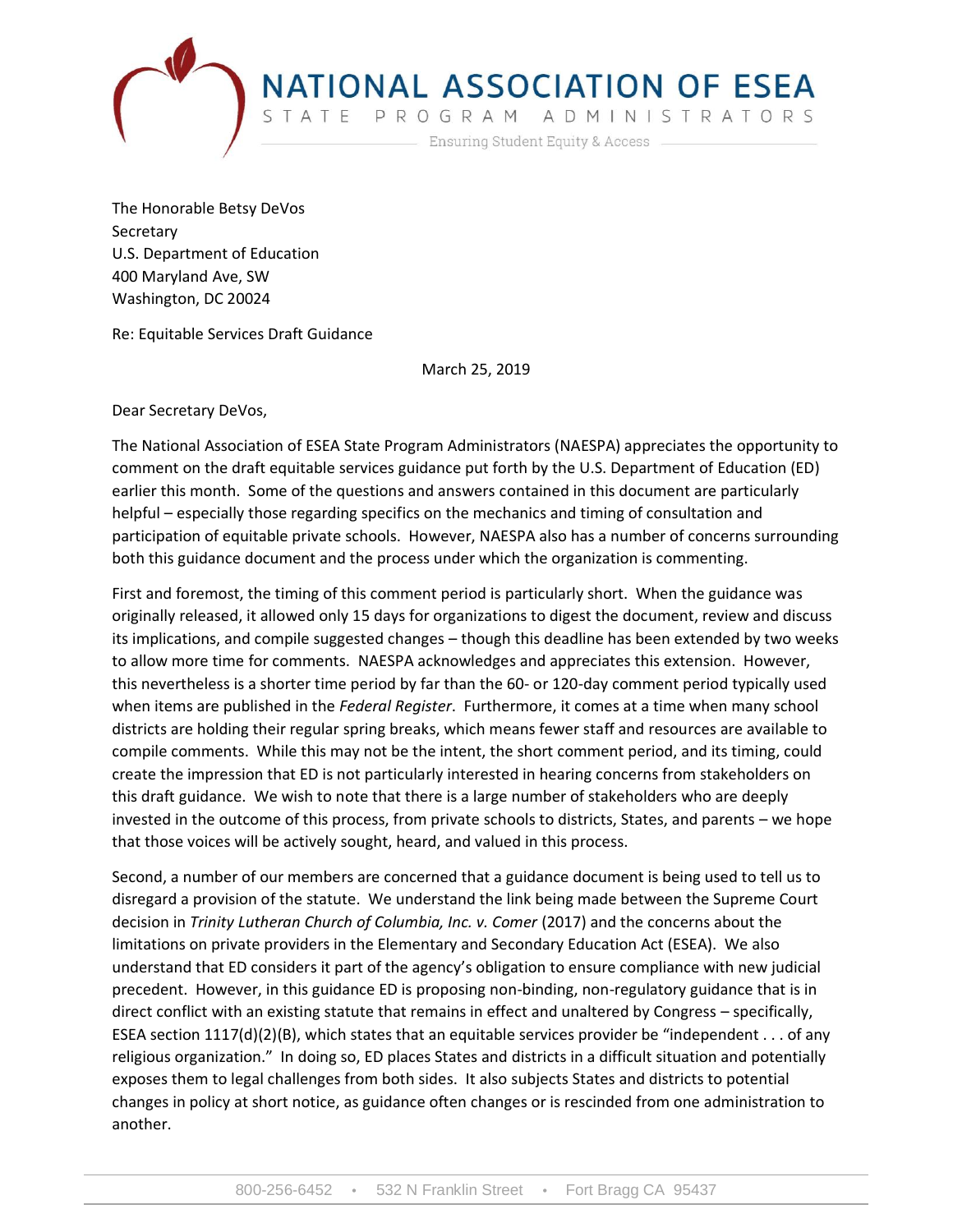# NATIONAL ASSOCIATION OF ESEA

STATE PROGRAM ADMINISTRATORS

Ensuring Student Equity & Access

The Honorable Betsy DeVos
Secretary
U.S. Department of Education
400 Maryland Ave, SW
Washington, DC 20024

Re: Equitable Services Draft Guidance

March 25, 2019

Dear Secretary DeVos,

The National Association of ESEA State Program Administrators (NAESPA) appreciates the opportunity to comment on the draft equitable services guidance put forth by the U.S. Department of Education (ED) earlier this month. Some of the questions and answers contained in this document are particularly helpful – especially those regarding specifics on the mechanics and timing of consultation and participation of equitable private schools. However, NAESPA also has a number of concerns surrounding both this guidance document and the process under which the organization is commenting.

First and foremost, the timing of this comment period is particularly short. When the guidance was originally released, it allowed only 15 days for organizations to digest the document, review and discuss its implications, and compile suggested changes – though this deadline has been extended by two weeks to allow more time for comments. NAESPA acknowledges and appreciates this extension. However, this nevertheless is a shorter time period by far than the 60- or 120-day comment period typically used when items are published in the *Federal Register*. Furthermore, it comes at a time when many school districts are holding their regular spring breaks, which means fewer staff and resources are available to compile comments. While this may not be the intent, the short comment period, and its timing, could create the impression that ED is not particularly interested in hearing concerns from stakeholders on this draft guidance. We wish to note that there is a large number of stakeholders who are deeply invested in the outcome of this process, from private schools to districts, States, and parents – we hope that those voices will be actively sought, heard, and valued in this process.

Second, a number of our members are concerned that a guidance document is being used to tell us to disregard a provision of the statute. We understand the link being made between the Supreme Court decision in *Trinity Lutheran Church of Columbia, Inc. v. Comer* (2017) and the concerns about the limitations on private providers in the Elementary and Secondary Education Act (ESEA). We also understand that ED considers it part of the agency's obligation to ensure compliance with new judicial precedent. However, in this guidance ED is proposing non-binding, non-regulatory guidance that is in direct conflict with an existing statute that remains in effect and unaltered by Congress – specifically, ESEA section 1117(d)(2)(B), which states that an equitable services provider be "independent . . . of any religious organization." In doing so, ED places States and districts in a difficult situation and potentially exposes them to legal challenges from both sides. It also subjects States and districts to potential changes in policy at short notice, as guidance often changes or is rescinded from one administration to another.

800-256-6452 • 532 N Franklin Street • Fort Bragg CA 95437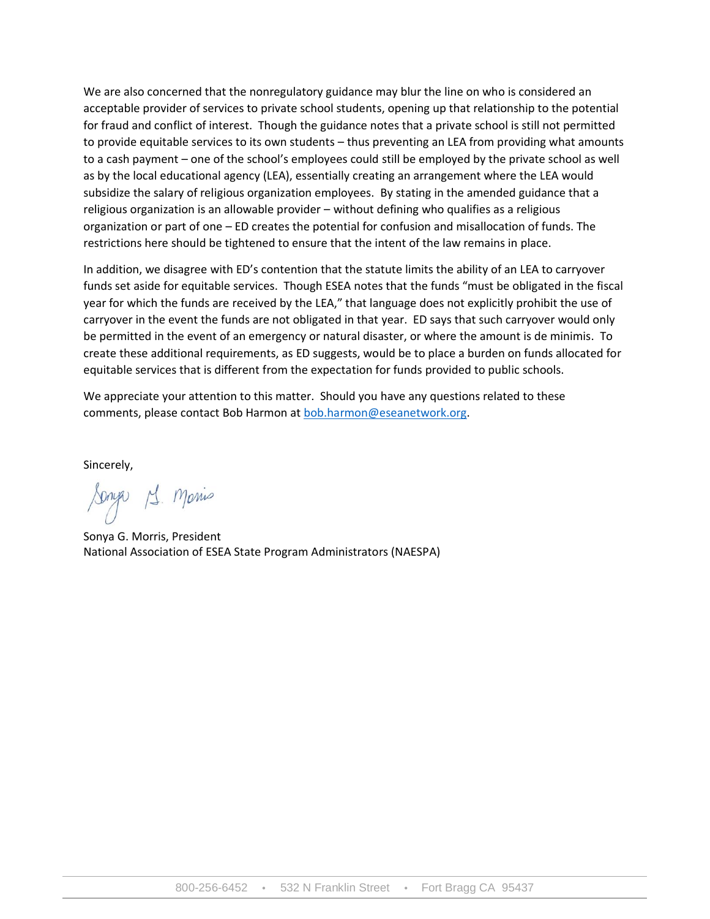We are also concerned that the nonregulatory guidance may blur the line on who is considered an acceptable provider of services to private school students, opening up that relationship to the potential for fraud and conflict of interest. Though the guidance notes that a private school is still not permitted to provide equitable services to its own students – thus preventing an LEA from providing what amounts to a cash payment – one of the school's employees could still be employed by the private school as well as by the local educational agency (LEA), essentially creating an arrangement where the LEA would subsidize the salary of religious organization employees. By stating in the amended guidance that a religious organization is an allowable provider – without defining who qualifies as a religious organization or part of one – ED creates the potential for confusion and misallocation of funds. The restrictions here should be tightened to ensure that the intent of the law remains in place.

In addition, we disagree with ED's contention that the statute limits the ability of an LEA to carryover funds set aside for equitable services. Though ESEA notes that the funds "must be obligated in the fiscal year for which the funds are received by the LEA," that language does not explicitly prohibit the use of carryover in the event the funds are not obligated in that year. ED says that such carryover would only be permitted in the event of an emergency or natural disaster, or where the amount is de minimis. To create these additional requirements, as ED suggests, would be to place a burden on funds allocated for equitable services that is different from the expectation for funds provided to public schools.

We appreciate your attention to this matter. Should you have any questions related to these comments, please contact Bob Harmon at bob.harmon@eseanetwork.org.

Sincerely,

Sonya G. Morris

Sonya G. Morris, President
National Association of ESEA State Program Administrators (NAESPA)

800-256-6452 • 532 N Franklin Street • Fort Bragg CA 95437